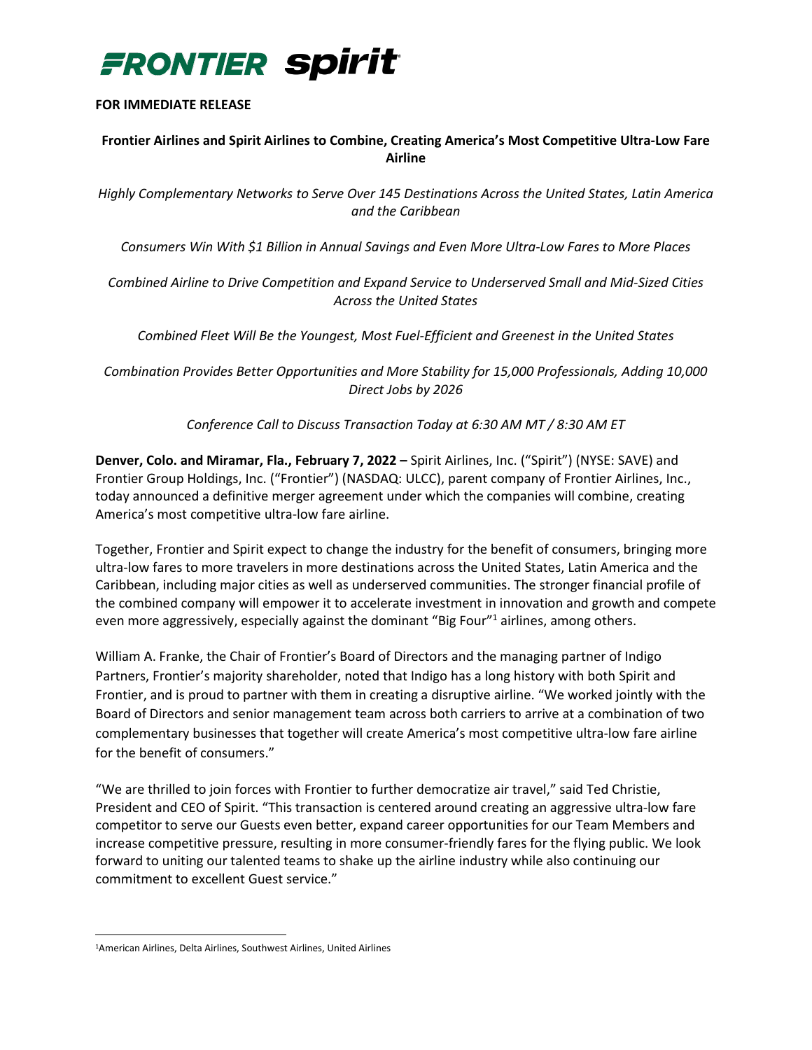**FRONTIER spirit**

**FOR IMMEDIATE RELEASE**

# Frontier Airlines and Spirit Airlines to Combine, Creating America's Most Competitive Ultra-Low Fare Airline

*Highly Complementary Networks to Serve Over 145 Destinations Across the United States, Latin America and the Caribbean*

*Consumers Win With $1 Billion in Annual Savings and Even More Ultra-Low Fares to More Places*

*Combined Airline to Drive Competition and Expand Service to Underserved Small and Mid-Sized Cities Across the United States*

*Combined Fleet Will Be the Youngest, Most Fuel-Efficient and Greenest in the United States*

*Combination Provides Better Opportunities and More Stability for 15,000 Professionals, Adding 10,000 Direct Jobs by 2026*

*Conference Call to Discuss Transaction Today at 6:30 AM MT / 8:30 AM ET*

**Denver, Colo. and Miramar, Fla., February 7, 2022 –** Spirit Airlines, Inc. ("Spirit") (NYSE: SAVE) and Frontier Group Holdings, Inc. ("Frontier") (NASDAQ: ULCC), parent company of Frontier Airlines, Inc., today announced a definitive merger agreement under which the companies will combine, creating America's most competitive ultra-low fare airline.

Together, Frontier and Spirit expect to change the industry for the benefit of consumers, bringing more ultra-low fares to more travelers in more destinations across the United States, Latin America and the Caribbean, including major cities as well as underserved communities. The stronger financial profile of the combined company will empower it to accelerate investment in innovation and growth and compete even more aggressively, especially against the dominant "Big Four"[1] airlines, among others.

William A. Franke, the Chair of Frontier's Board of Directors and the managing partner of Indigo Partners, Frontier's majority shareholder, noted that Indigo has a long history with both Spirit and Frontier, and is proud to partner with them in creating a disruptive airline. "We worked jointly with the Board of Directors and senior management team across both carriers to arrive at a combination of two complementary businesses that together will create America's most competitive ultra-low fare airline for the benefit of consumers."

"We are thrilled to join forces with Frontier to further democratize air travel," said Ted Christie, President and CEO of Spirit. "This transaction is centered around creating an aggressive ultra-low fare competitor to serve our Guests even better, expand career opportunities for our Team Members and increase competitive pressure, resulting in more consumer-friendly fares for the flying public. We look forward to uniting our talented teams to shake up the airline industry while also continuing our commitment to excellent Guest service."

---

[1] American Airlines, Delta Airlines, Southwest Airlines, United Airlines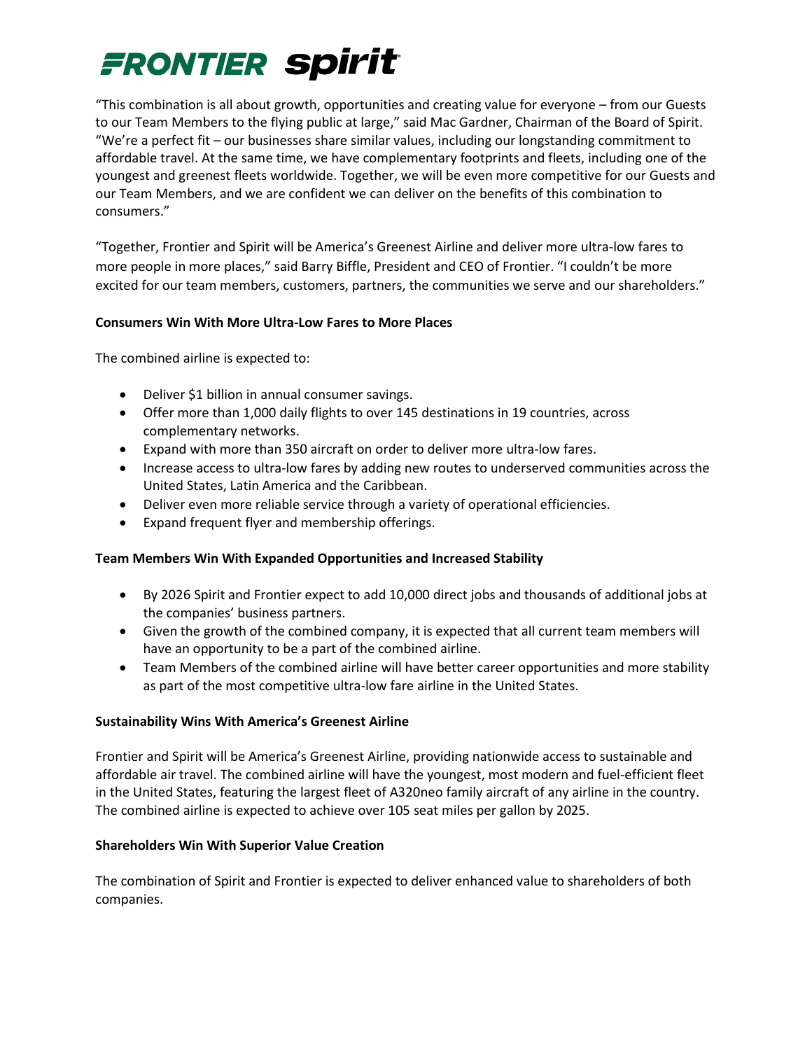"This combination is all about growth, opportunities and creating value for everyone – from our Guests to our Team Members to the flying public at large," said Mac Gardner, Chairman of the Board of Spirit. "We're a perfect fit – our businesses share similar values, including our longstanding commitment to affordable travel. At the same time, we have complementary footprints and fleets, including one of the youngest and greenest fleets worldwide. Together, we will be even more competitive for our Guests and our Team Members, and we are confident we can deliver on the benefits of this combination to consumers."

"Together, Frontier and Spirit will be America's Greenest Airline and deliver more ultra-low fares to more people in more places," said Barry Biffle, President and CEO of Frontier. "I couldn't be more excited for our team members, customers, partners, the communities we serve and our shareholders."

**Consumers Win With More Ultra-Low Fares to More Places**

The combined airline is expected to:

- Deliver $1 billion in annual consumer savings.
- Offer more than 1,000 daily flights to over 145 destinations in 19 countries, across complementary networks.
- Expand with more than 350 aircraft on order to deliver more ultra-low fares.
- Increase access to ultra-low fares by adding new routes to underserved communities across the United States, Latin America and the Caribbean.
- Deliver even more reliable service through a variety of operational efficiencies.
- Expand frequent flyer and membership offerings.

**Team Members Win With Expanded Opportunities and Increased Stability**

- By 2026 Spirit and Frontier expect to add 10,000 direct jobs and thousands of additional jobs at the companies' business partners.
- Given the growth of the combined company, it is expected that all current team members will have an opportunity to be a part of the combined airline.
- Team Members of the combined airline will have better career opportunities and more stability as part of the most competitive ultra-low fare airline in the United States.

**Sustainability Wins With America's Greenest Airline**

Frontier and Spirit will be America's Greenest Airline, providing nationwide access to sustainable and affordable air travel. The combined airline will have the youngest, most modern and fuel-efficient fleet in the United States, featuring the largest fleet of A320neo family aircraft of any airline in the country. The combined airline is expected to achieve over 105 seat miles per gallon by 2025.

**Shareholders Win With Superior Value Creation**

The combination of Spirit and Frontier is expected to deliver enhanced value to shareholders of both companies.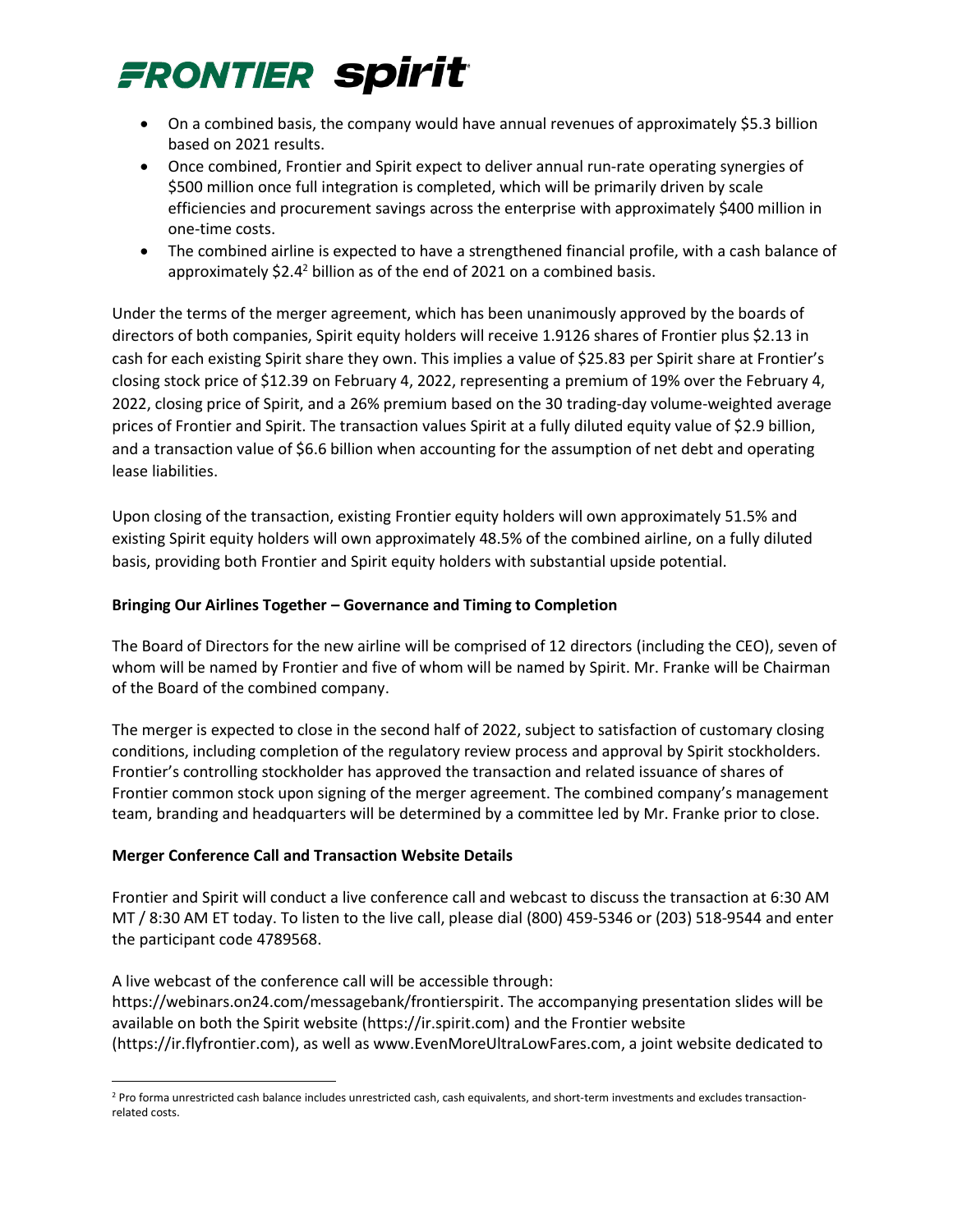- On a combined basis, the company would have annual revenues of approximately $5.3 billion based on 2021 results.
- Once combined, Frontier and Spirit expect to deliver annual run-rate operating synergies of $500 million once full integration is completed, which will be primarily driven by scale efficiencies and procurement savings across the enterprise with approximately $400 million in one-time costs.
- The combined airline is expected to have a strengthened financial profile, with a cash balance of approximately $2.4[2] billion as of the end of 2021 on a combined basis.

Under the terms of the merger agreement, which has been unanimously approved by the boards of directors of both companies, Spirit equity holders will receive 1.9126 shares of Frontier plus $2.13 in cash for each existing Spirit share they own. This implies a value of $25.83 per Spirit share at Frontier's closing stock price of $12.39 on February 4, 2022, representing a premium of 19% over the February 4, 2022, closing price of Spirit, and a 26% premium based on the 30 trading-day volume-weighted average prices of Frontier and Spirit. The transaction values Spirit at a fully diluted equity value of $2.9 billion, and a transaction value of $6.6 billion when accounting for the assumption of net debt and operating lease liabilities.

Upon closing of the transaction, existing Frontier equity holders will own approximately 51.5% and existing Spirit equity holders will own approximately 48.5% of the combined airline, on a fully diluted basis, providing both Frontier and Spirit equity holders with substantial upside potential.

**Bringing Our Airlines Together – Governance and Timing to Completion**

The Board of Directors for the new airline will be comprised of 12 directors (including the CEO), seven of whom will be named by Frontier and five of whom will be named by Spirit. Mr. Franke will be Chairman of the Board of the combined company.

The merger is expected to close in the second half of 2022, subject to satisfaction of customary closing conditions, including completion of the regulatory review process and approval by Spirit stockholders. Frontier's controlling stockholder has approved the transaction and related issuance of shares of Frontier common stock upon signing of the merger agreement. The combined company's management team, branding and headquarters will be determined by a committee led by Mr. Franke prior to close.

**Merger Conference Call and Transaction Website Details**

Frontier and Spirit will conduct a live conference call and webcast to discuss the transaction at 6:30 AM MT / 8:30 AM ET today. To listen to the live call, please dial (800) 459-5346 or (203) 518-9544 and enter the participant code 4789568.

A live webcast of the conference call will be accessible through: https://webinars.on24.com/messagebank/frontierspirit. The accompanying presentation slides will be available on both the Spirit website (https://ir.spirit.com) and the Frontier website (https://ir.flyfrontier.com), as well as www.EvenMoreUltraLowFares.com, a joint website dedicated to

---

[2] Pro forma unrestricted cash balance includes unrestricted cash, cash equivalents, and short-term investments and excludes transaction-related costs.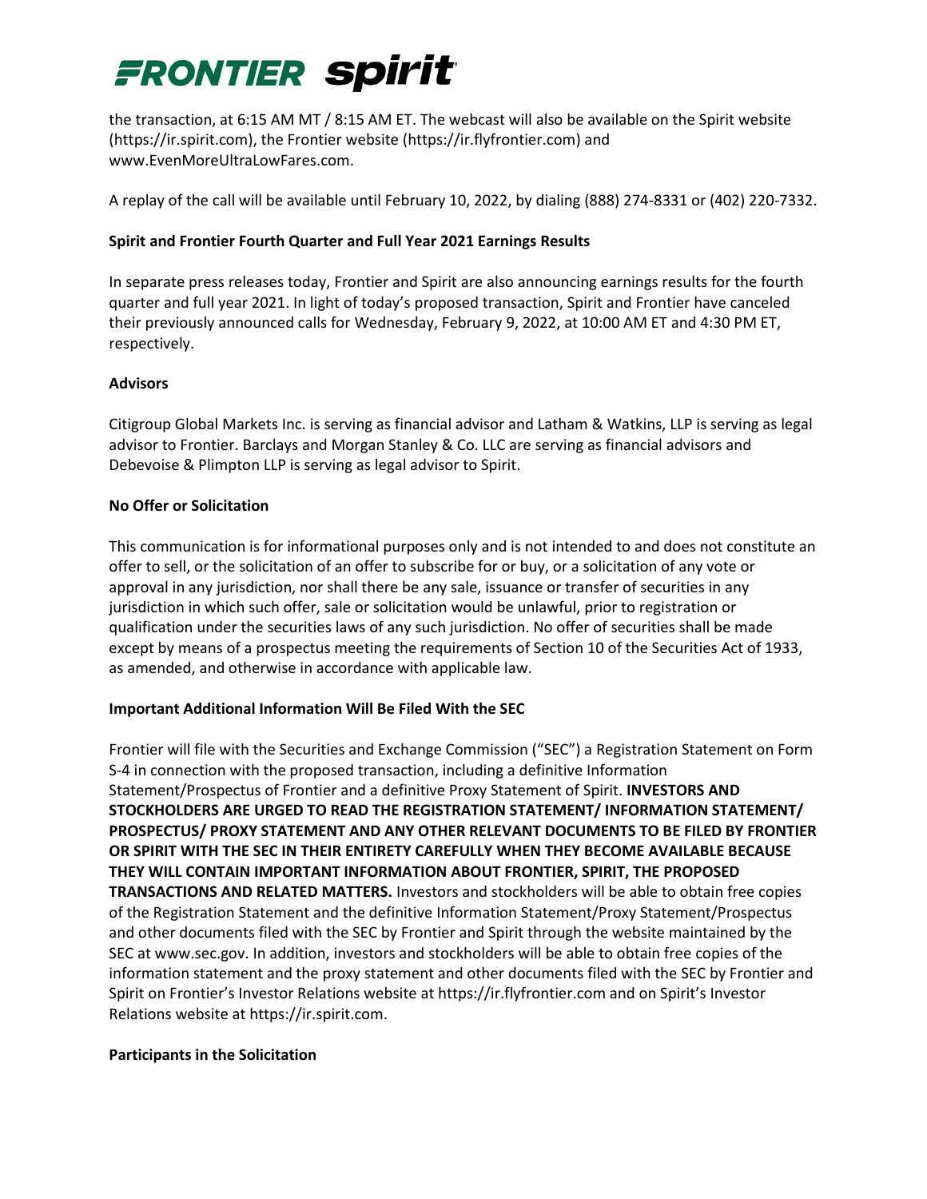the transaction, at 6:15 AM MT / 8:15 AM ET. The webcast will also be available on the Spirit website (https://ir.spirit.com), the Frontier website (https://ir.flyfrontier.com) and www.EvenMoreUltraLowFares.com.

A replay of the call will be available until February 10, 2022, by dialing (888) 274-8331 or (402) 220-7332.

**Spirit and Frontier Fourth Quarter and Full Year 2021 Earnings Results**

In separate press releases today, Frontier and Spirit are also announcing earnings results for the fourth quarter and full year 2021. In light of today's proposed transaction, Spirit and Frontier have canceled their previously announced calls for Wednesday, February 9, 2022, at 10:00 AM ET and 4:30 PM ET, respectively.

**Advisors**

Citigroup Global Markets Inc. is serving as financial advisor and Latham & Watkins, LLP is serving as legal advisor to Frontier. Barclays and Morgan Stanley & Co. LLC are serving as financial advisors and Debevoise & Plimpton LLP is serving as legal advisor to Spirit.

**No Offer or Solicitation**

This communication is for informational purposes only and is not intended to and does not constitute an offer to sell, or the solicitation of an offer to subscribe for or buy, or a solicitation of any vote or approval in any jurisdiction, nor shall there be any sale, issuance or transfer of securities in any jurisdiction in which such offer, sale or solicitation would be unlawful, prior to registration or qualification under the securities laws of any such jurisdiction. No offer of securities shall be made except by means of a prospectus meeting the requirements of Section 10 of the Securities Act of 1933, as amended, and otherwise in accordance with applicable law.

**Important Additional Information Will Be Filed With the SEC**

Frontier will file with the Securities and Exchange Commission ("SEC") a Registration Statement on Form S-4 in connection with the proposed transaction, including a definitive Information Statement/Prospectus of Frontier and a definitive Proxy Statement of Spirit. **INVESTORS AND STOCKHOLDERS ARE URGED TO READ THE REGISTRATION STATEMENT/ INFORMATION STATEMENT/ PROSPECTUS/ PROXY STATEMENT AND ANY OTHER RELEVANT DOCUMENTS TO BE FILED BY FRONTIER OR SPIRIT WITH THE SEC IN THEIR ENTIRETY CAREFULLY WHEN THEY BECOME AVAILABLE BECAUSE THEY WILL CONTAIN IMPORTANT INFORMATION ABOUT FRONTIER, SPIRIT, THE PROPOSED TRANSACTIONS AND RELATED MATTERS.** Investors and stockholders will be able to obtain free copies of the Registration Statement and the definitive Information Statement/Proxy Statement/Prospectus and other documents filed with the SEC by Frontier and Spirit through the website maintained by the SEC at www.sec.gov. In addition, investors and stockholders will be able to obtain free copies of the information statement and the proxy statement and other documents filed with the SEC by Frontier and Spirit on Frontier's Investor Relations website at https://ir.flyfrontier.com and on Spirit's Investor Relations website at https://ir.spirit.com.

**Participants in the Solicitation**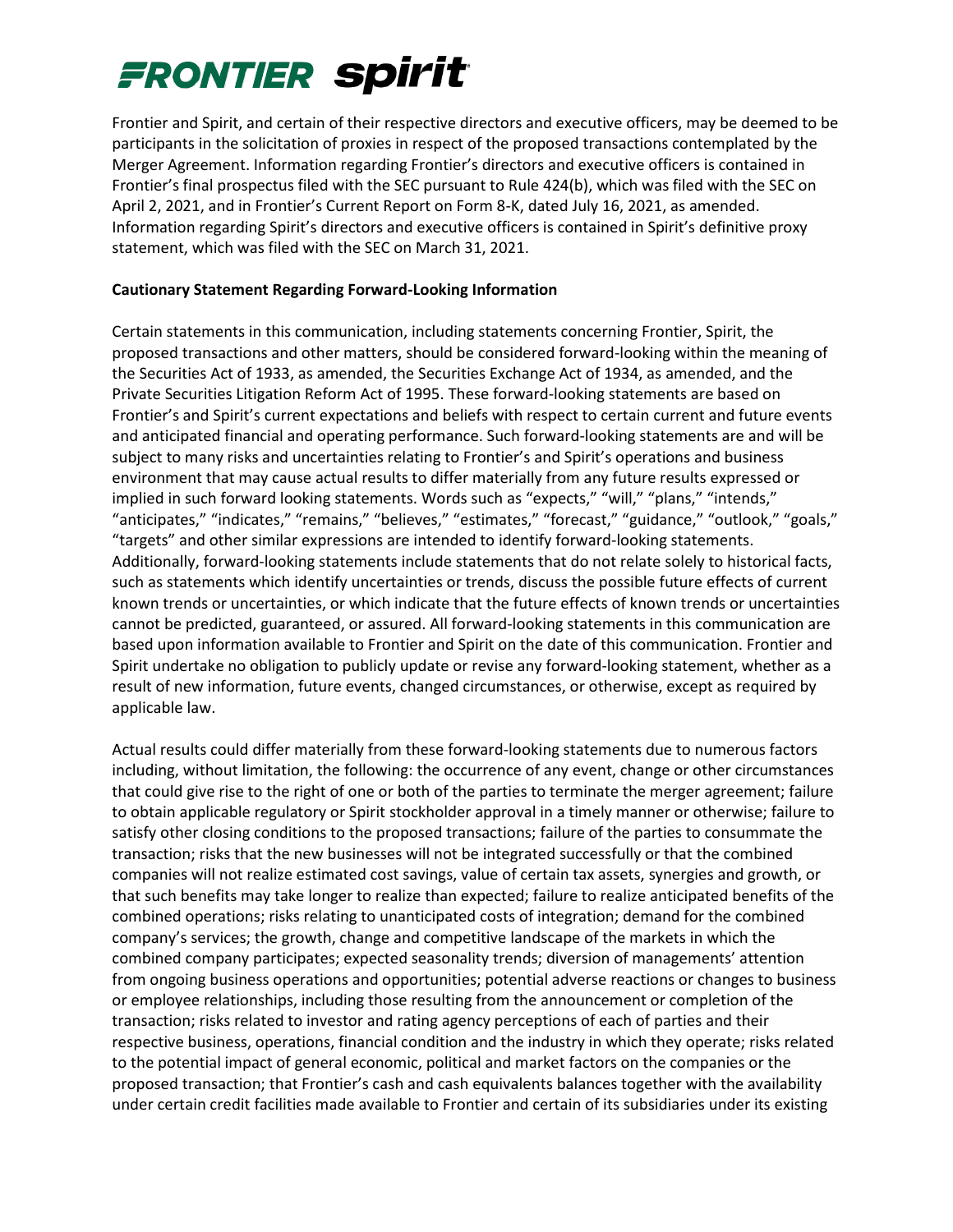Frontier and Spirit, and certain of their respective directors and executive officers, may be deemed to be participants in the solicitation of proxies in respect of the proposed transactions contemplated by the Merger Agreement. Information regarding Frontier's directors and executive officers is contained in Frontier's final prospectus filed with the SEC pursuant to Rule 424(b), which was filed with the SEC on April 2, 2021, and in Frontier's Current Report on Form 8-K, dated July 16, 2021, as amended. Information regarding Spirit's directors and executive officers is contained in Spirit's definitive proxy statement, which was filed with the SEC on March 31, 2021.

**Cautionary Statement Regarding Forward-Looking Information**

Certain statements in this communication, including statements concerning Frontier, Spirit, the proposed transactions and other matters, should be considered forward-looking within the meaning of the Securities Act of 1933, as amended, the Securities Exchange Act of 1934, as amended, and the Private Securities Litigation Reform Act of 1995. These forward-looking statements are based on Frontier's and Spirit's current expectations and beliefs with respect to certain current and future events and anticipated financial and operating performance. Such forward-looking statements are and will be subject to many risks and uncertainties relating to Frontier's and Spirit's operations and business environment that may cause actual results to differ materially from any future results expressed or implied in such forward looking statements. Words such as "expects," "will," "plans," "intends," "anticipates," "indicates," "remains," "believes," "estimates," "forecast," "guidance," "outlook," "goals," "targets" and other similar expressions are intended to identify forward-looking statements. Additionally, forward-looking statements include statements that do not relate solely to historical facts, such as statements which identify uncertainties or trends, discuss the possible future effects of current known trends or uncertainties, or which indicate that the future effects of known trends or uncertainties cannot be predicted, guaranteed, or assured. All forward-looking statements in this communication are based upon information available to Frontier and Spirit on the date of this communication. Frontier and Spirit undertake no obligation to publicly update or revise any forward-looking statement, whether as a result of new information, future events, changed circumstances, or otherwise, except as required by applicable law.

Actual results could differ materially from these forward-looking statements due to numerous factors including, without limitation, the following: the occurrence of any event, change or other circumstances that could give rise to the right of one or both of the parties to terminate the merger agreement; failure to obtain applicable regulatory or Spirit stockholder approval in a timely manner or otherwise; failure to satisfy other closing conditions to the proposed transactions; failure of the parties to consummate the transaction; risks that the new businesses will not be integrated successfully or that the combined companies will not realize estimated cost savings, value of certain tax assets, synergies and growth, or that such benefits may take longer to realize than expected; failure to realize anticipated benefits of the combined operations; risks relating to unanticipated costs of integration; demand for the combined company's services; the growth, change and competitive landscape of the markets in which the combined company participates; expected seasonality trends; diversion of managements' attention from ongoing business operations and opportunities; potential adverse reactions or changes to business or employee relationships, including those resulting from the announcement or completion of the transaction; risks related to investor and rating agency perceptions of each of parties and their respective business, operations, financial condition and the industry in which they operate; risks related to the potential impact of general economic, political and market factors on the companies or the proposed transaction; that Frontier's cash and cash equivalents balances together with the availability under certain credit facilities made available to Frontier and certain of its subsidiaries under its existing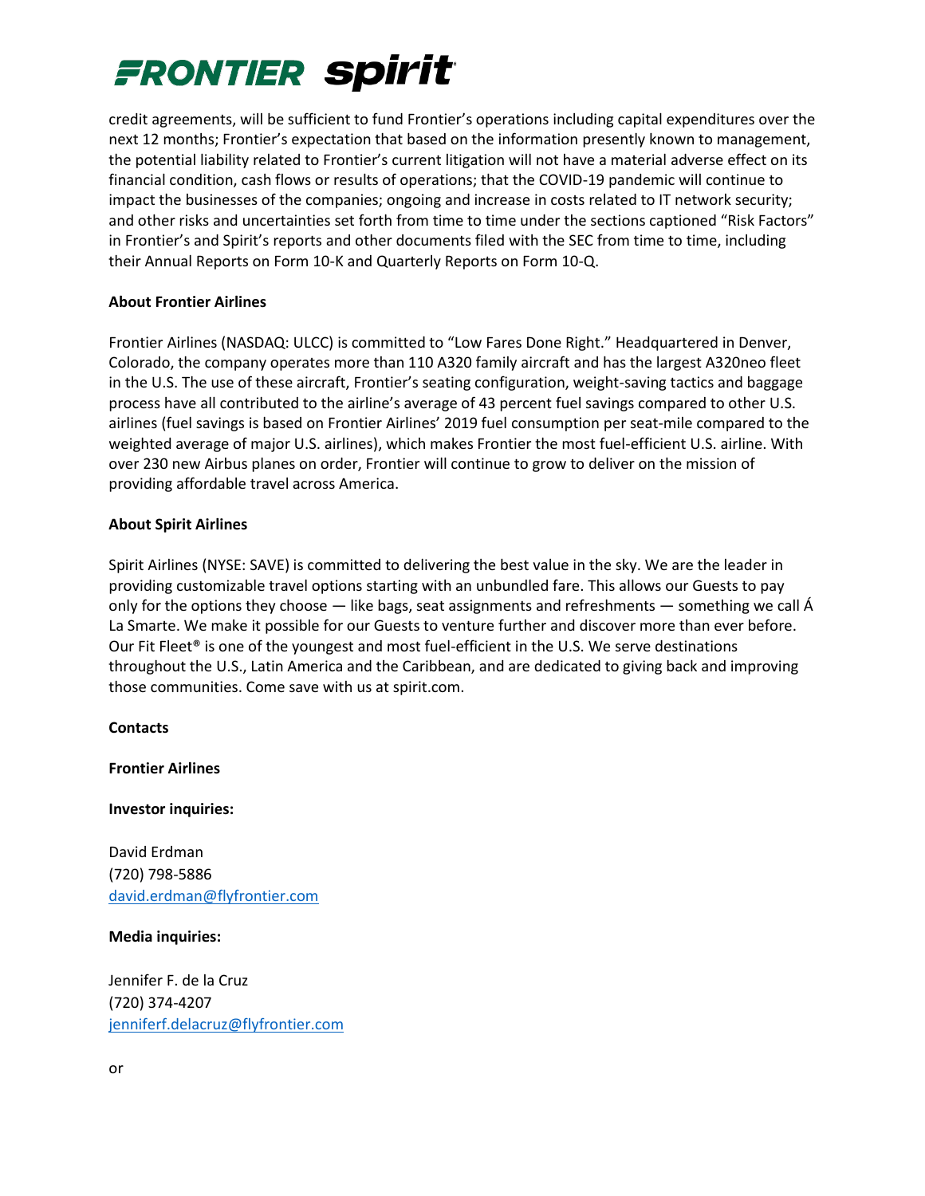credit agreements, will be sufficient to fund Frontier's operations including capital expenditures over the next 12 months; Frontier's expectation that based on the information presently known to management, the potential liability related to Frontier's current litigation will not have a material adverse effect on its financial condition, cash flows or results of operations; that the COVID-19 pandemic will continue to impact the businesses of the companies; ongoing and increase in costs related to IT network security; and other risks and uncertainties set forth from time to time under the sections captioned "Risk Factors" in Frontier's and Spirit's reports and other documents filed with the SEC from time to time, including their Annual Reports on Form 10-K and Quarterly Reports on Form 10-Q.

**About Frontier Airlines**

Frontier Airlines (NASDAQ: ULCC) is committed to "Low Fares Done Right." Headquartered in Denver, Colorado, the company operates more than 110 A320 family aircraft and has the largest A320neo fleet in the U.S. The use of these aircraft, Frontier's seating configuration, weight-saving tactics and baggage process have all contributed to the airline's average of 43 percent fuel savings compared to other U.S. airlines (fuel savings is based on Frontier Airlines' 2019 fuel consumption per seat-mile compared to the weighted average of major U.S. airlines), which makes Frontier the most fuel-efficient U.S. airline. With over 230 new Airbus planes on order, Frontier will continue to grow to deliver on the mission of providing affordable travel across America.

**About Spirit Airlines**

Spirit Airlines (NYSE: SAVE) is committed to delivering the best value in the sky. We are the leader in providing customizable travel options starting with an unbundled fare. This allows our Guests to pay only for the options they choose — like bags, seat assignments and refreshments — something we call Á La Smarte. We make it possible for our Guests to venture further and discover more than ever before. Our Fit Fleet® is one of the youngest and most fuel-efficient in the U.S. We serve destinations throughout the U.S., Latin America and the Caribbean, and are dedicated to giving back and improving those communities. Come save with us at spirit.com.

**Contacts**

**Frontier Airlines**

**Investor inquiries:**

David Erdman
(720) 798-5886
david.erdman@flyfrontier.com

**Media inquiries:**

Jennifer F. de la Cruz
(720) 374-4207
jenniferf.delacruz@flyfrontier.com

or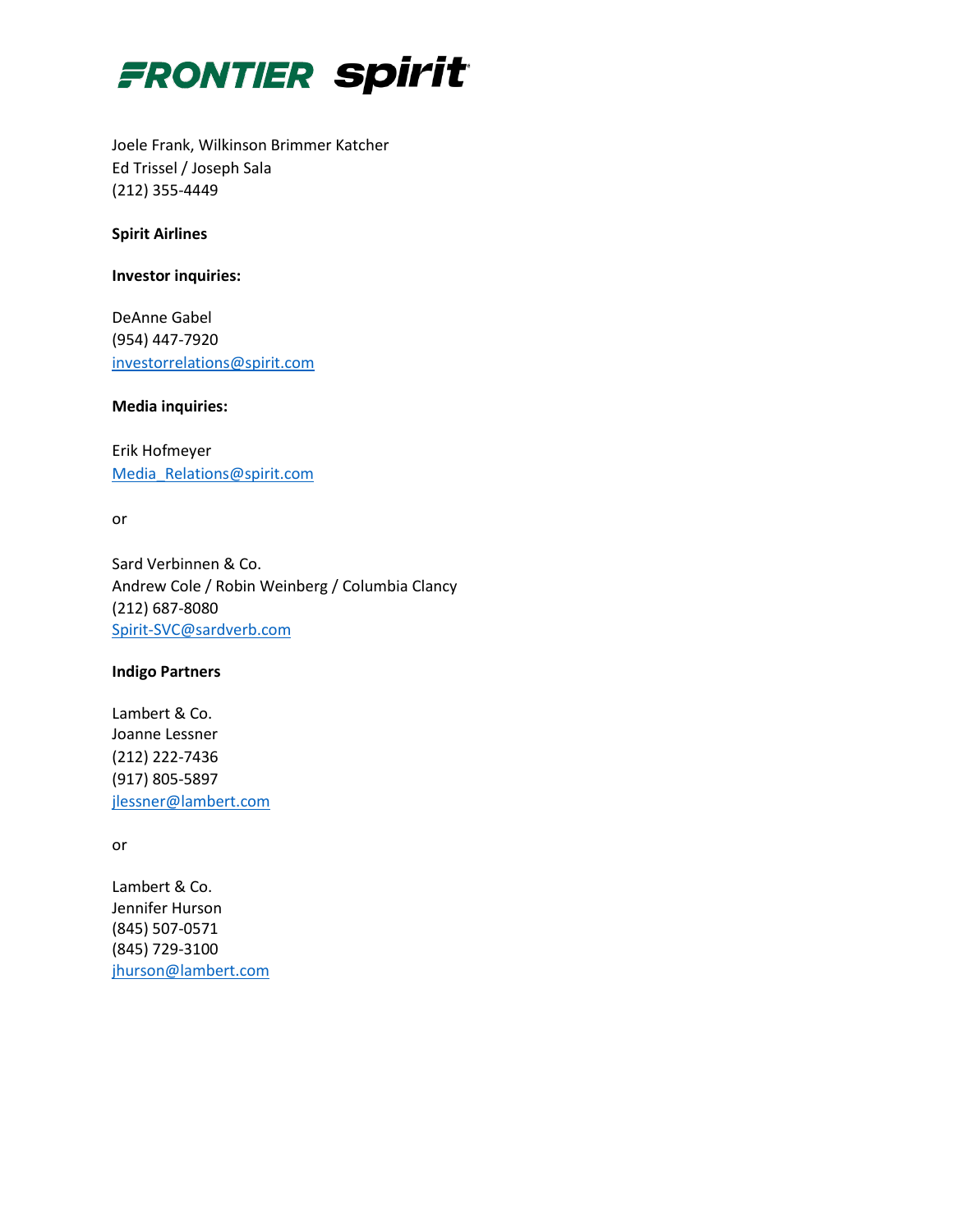Joele Frank, Wilkinson Brimmer Katcher
Ed Trissel / Joseph Sala
(212) 355-4449

**Spirit Airlines**

**Investor inquiries:**

DeAnne Gabel
(954) 447-7920
investorrelations@spirit.com

**Media inquiries:**

Erik Hofmeyer
Media_Relations@spirit.com

or

Sard Verbinnen & Co.
Andrew Cole / Robin Weinberg / Columbia Clancy
(212) 687-8080
Spirit-SVC@sardverb.com

**Indigo Partners**

Lambert & Co.
Joanne Lessner
(212) 222-7436
(917) 805-5897
jlessner@lambert.com

or

Lambert & Co.
Jennifer Hurson
(845) 507-0571
(845) 729-3100
jhurson@lambert.com